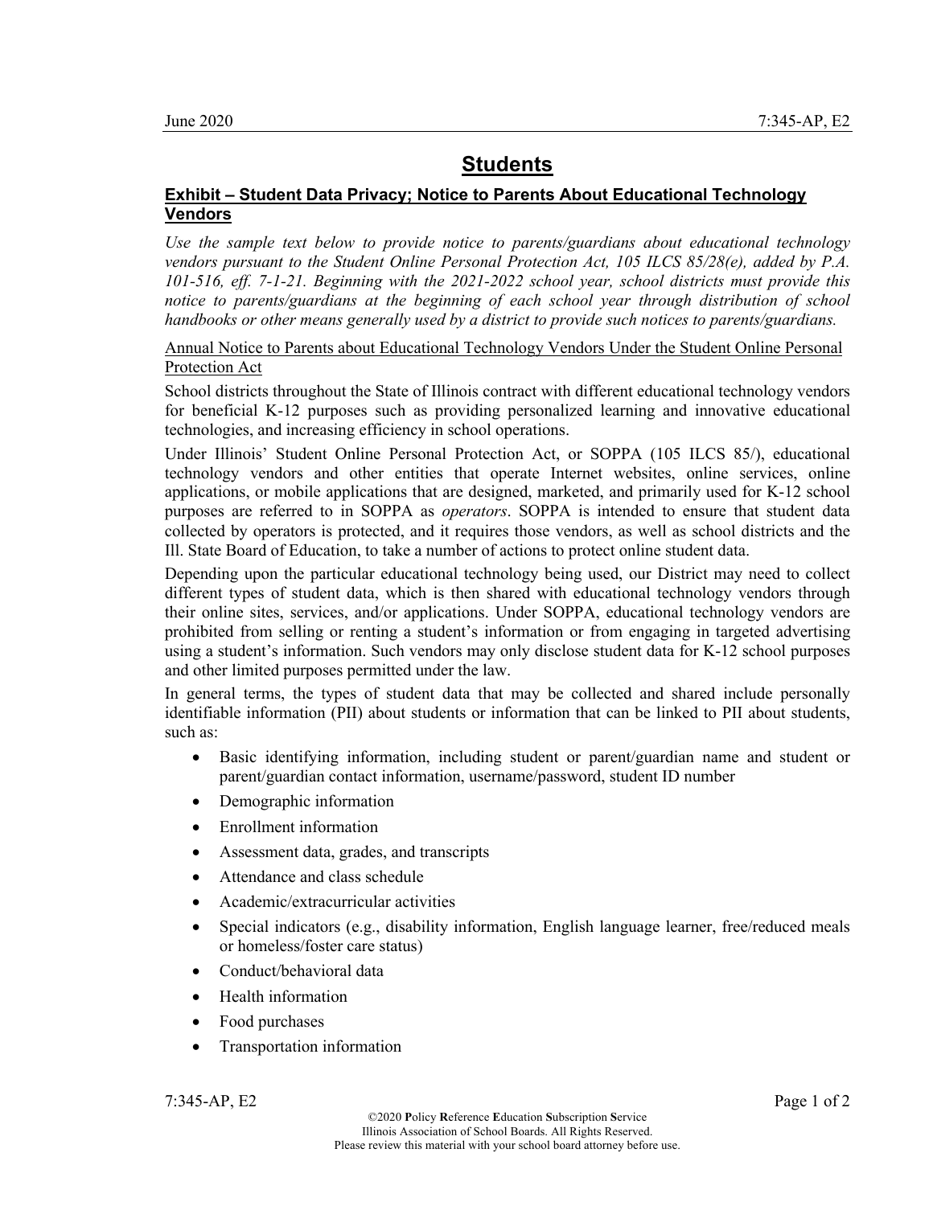# Students

## Exhibit – Student Data Privacy; Notice to Parents About Educational Technology Vendors

*Use the sample text below to provide notice to parents/guardians about educational technology vendors pursuant to the Student Online Personal Protection Act, 105 ILCS 85/28(e), added by P.A. 101-516, eff. 7-1-21. Beginning with the 2021-2022 school year, school districts must provide this notice to parents/guardians at the beginning of each school year through distribution of school handbooks or other means generally used by a district to provide such notices to parents/guardians.*

<u>Annual Notice to Parents about Educational Technology Vendors Under the Student Online Personal Protection Act</u>

School districts throughout the State of Illinois contract with different educational technology vendors for beneficial K-12 purposes such as providing personalized learning and innovative educational technologies, and increasing efficiency in school operations.

Under Illinois' Student Online Personal Protection Act, or SOPPA (105 ILCS 85/), educational technology vendors and other entities that operate Internet websites, online services, online applications, or mobile applications that are designed, marketed, and primarily used for K-12 school purposes are referred to in SOPPA as *operators*. SOPPA is intended to ensure that student data collected by operators is protected, and it requires those vendors, as well as school districts and the Ill. State Board of Education, to take a number of actions to protect online student data.

Depending upon the particular educational technology being used, our District may need to collect different types of student data, which is then shared with educational technology vendors through their online sites, services, and/or applications. Under SOPPA, educational technology vendors are prohibited from selling or renting a student's information or from engaging in targeted advertising using a student's information. Such vendors may only disclose student data for K-12 school purposes and other limited purposes permitted under the law.

In general terms, the types of student data that may be collected and shared include personally identifiable information (PII) about students or information that can be linked to PII about students, such as:

- Basic identifying information, including student or parent/guardian name and student or parent/guardian contact information, username/password, student ID number
- Demographic information
- Enrollment information
- Assessment data, grades, and transcripts
- Attendance and class schedule
- Academic/extracurricular activities
- Special indicators (e.g., disability information, English language learner, free/reduced meals or homeless/foster care status)
- Conduct/behavioral data
- Health information
- Food purchases
- Transportation information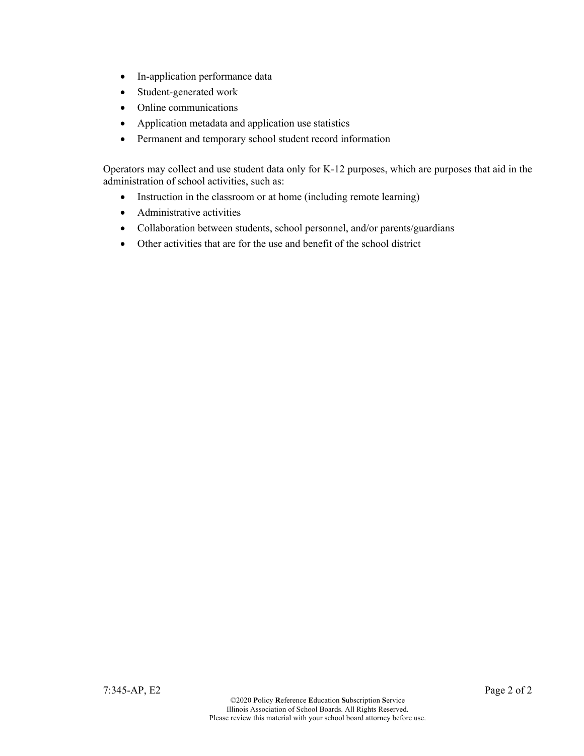- In-application performance data
- Student-generated work
- Online communications
- Application metadata and application use statistics
- Permanent and temporary school student record information

Operators may collect and use student data only for K-12 purposes, which are purposes that aid in the administration of school activities, such as:

- Instruction in the classroom or at home (including remote learning)
- Administrative activities
- Collaboration between students, school personnel, and/or parents/guardians
- Other activities that are for the use and benefit of the school district